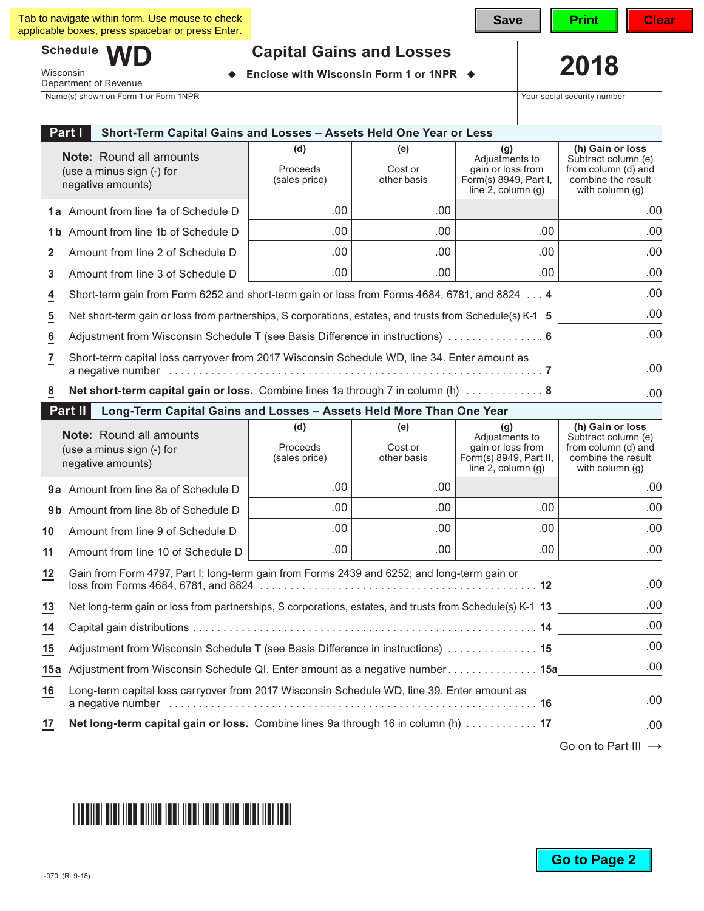Tab to navigate within form. Use mouse to check applicable boxes, press spacebar or press Enter.

Save | Print | Clear

# Schedule WD

Wisconsin Department of Revenue

## Capital Gains and Losses

◆ Enclose with Wisconsin Form 1 or 1NPR ◆

**2018**

Name(s) shown on Form 1 or Form 1NPR | Your social security number

## Part I Short-Term Capital Gains and Losses – Assets Held One Year or Less

| **Note:** Round all amounts (use a minus sign (-) for negative amounts) | (d) Proceeds (sales price) | (e) Cost or other basis | (g) Adjustments to gain or loss from Form(s) 8949, Part I, line 2, column (g) | (h) Gain or loss Subtract column (e) from column (d) and combine the result with column (g) |
|---|---|---|---|---|
| 1a Amount from line 1a of Schedule D | .00 | .00 | | .00 |
| 1b Amount from line 1b of Schedule D | .00 | .00 | .00 | .00 |
| 2 Amount from line 2 of Schedule D | .00 | .00 | .00 | .00 |
| 3 Amount from line 3 of Schedule D | .00 | .00 | .00 | .00 |

| Line | Description | Amount |
|---|---|---|
| 4 | Short-term gain from Form 6252 and short-term gain or loss from Forms 4684, 6781, and 8824 . . . 4 | .00 |
| 5 | Net short-term gain or loss from partnerships, S corporations, estates, and trusts from Schedule(s) K-1 5 | .00 |
| 6 | Adjustment from Wisconsin Schedule T (see Basis Difference in instructions) . . . . . . . . . . . . . . . . 6 | .00 |
| 7 | Short-term capital loss carryover from 2017 Wisconsin Schedule WD, line 34. Enter amount as a negative number . . . . . . . . . . . . . . . . . . . . . . 7 | .00 |
| 8 | **Net short-term capital gain or loss.** Combine lines 1a through 7 in column (h) . . . . . . . . . . . . . 8 | .00 |

## Part II Long-Term Capital Gains and Losses – Assets Held More Than One Year

| **Note:** Round all amounts (use a minus sign (-) for negative amounts) | (d) Proceeds (sales price) | (e) Cost or other basis | (g) Adjustments to gain or loss from Form(s) 8949, Part II, line 2, column (g) | (h) Gain or loss Subtract column (e) from column (d) and combine the result with column (g) |
|---|---|---|---|---|
| 9a Amount from line 8a of Schedule D | .00 | .00 | | .00 |
| 9b Amount from line 8b of Schedule D | .00 | .00 | .00 | .00 |
| 10 Amount from line 9 of Schedule D | .00 | .00 | .00 | .00 |
| 11 Amount from line 10 of Schedule D | .00 | .00 | .00 | .00 |

| Line | Description | Amount |
|---|---|---|
| 12 | Gain from Form 4797, Part I; long-term gain from Forms 2439 and 6252; and long-term gain or loss from Forms 4684, 6781, and 8824 . . . . . . . . . . . . . . . . 12 | .00 |
| 13 | Net long-term gain or loss from partnerships, S corporations, estates, and trusts from Schedule(s) K-1 13 | .00 |
| 14 | Capital gain distributions . . . . . . . . . . . . . . . . . . . . . . 14 | .00 |
| 15 | Adjustment from Wisconsin Schedule T (see Basis Difference in instructions) . . . . . . . . . . . . . . . 15 | .00 |
| 15a | Adjustment from Wisconsin Schedule QI. Enter amount as a negative number . . . . . . . . . . . . . . . 15a | .00 |
| 16 | Long-term capital loss carryover from 2017 Wisconsin Schedule WD, line 39. Enter amount as a negative number . . . . . . . . . . . . . . . . . . . . . . 16 | .00 |
| 17 | **Net long-term capital gain or loss.** Combine lines 9a through 16 in column (h) . . . . . . . . . . . . 17 | .00 |

Go on to Part III →

Go to Page 2

I-070i (R. 9-18)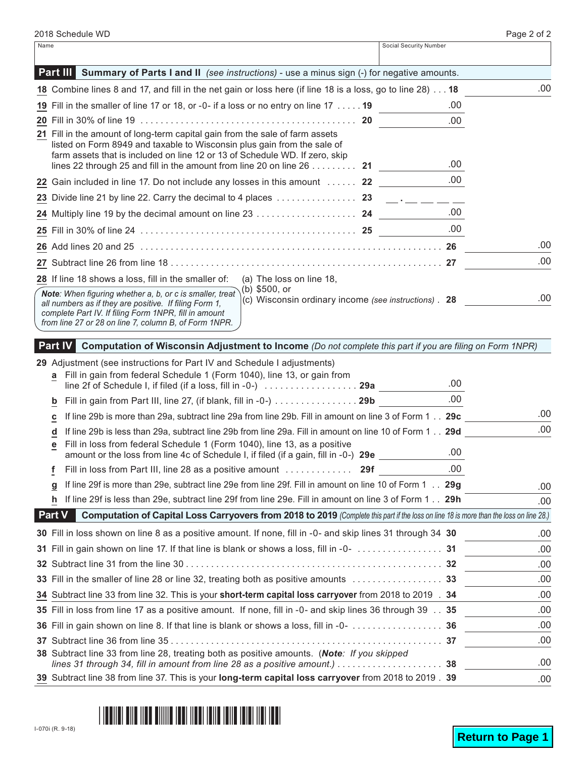2018 Schedule WD

| Name | Social Security Number |
| --- | --- |
| | |

## Part III Summary of Parts I and II *(see instructions)* - use a minus sign (-) for negative amounts.

| Line | Description | | Amount | Amount |
| --- | --- | --- | --- | --- |
| 18 | Combine lines 8 and 17, and fill in the net gain or loss here (if line 18 is a loss, go to line 28) | 18 | | .00 |
| 19 | Fill in the smaller of line 17 or 18, or -0- if a loss or no entry on line 17 | 19 | .00 | |
| 20 | Fill in 30% of line 19 | 20 | .00 | |
| 21 | Fill in the amount of long-term capital gain from the sale of farm assets listed on Form 8949 and taxable to Wisconsin plus gain from the sale of farm assets that is included on line 12 or 13 of Schedule WD. If zero, skip lines 22 through 25 and fill in the amount from line 20 on line 26 | 21 | .00 | |
| 22 | Gain included in line 17. Do not include any losses in this amount | 22 | .00 | |
| 23 | Divide line 21 by line 22. Carry the decimal to 4 places | 23 | __ . __ __ __ __ | |
| 24 | Multiply line 19 by the decimal amount on line 23 | 24 | .00 | |
| 25 | Fill in 30% of line 24 | 25 | .00 | |
| 26 | Add lines 20 and 25 | 26 | | .00 |
| 27 | Subtract line 26 from line 18 | 27 | | .00 |
| 28 | If line 18 shows a loss, fill in the smaller of: (a) The loss on line 18, (b) $500, or (c) Wisconsin ordinary income *(see instructions)* | 28 | | .00 |

***Note**: When figuring whether a, b, or c is smaller, treat all numbers as if they are positive. If filing Form 1, complete Part IV. If filing Form 1NPR, fill in amount from line 27 or 28 on line 7, column B, of Form 1NPR.*

## Part IV Computation of Wisconsin Adjustment to Income *(Do not complete this part if you are filing on Form 1NPR)*

29 Adjustment (see instructions for Part IV and Schedule I adjustments)

| Line | Description | | Amount | Amount |
| --- | --- | --- | --- | --- |
| a | Fill in gain from federal Schedule 1 (Form 1040), line 13, or gain from line 2f of Schedule I, if filed (if a loss, fill in -0-) | 29a | .00 | |
| b | Fill in gain from Part III, line 27, (if blank, fill in -0-) | 29b | .00 | |
| c | If line 29b is more than 29a, subtract line 29a from line 29b. Fill in amount on line 3 of Form 1 | 29c | | .00 |
| d | If line 29b is less than 29a, subtract line 29b from line 29a. Fill in amount on line 10 of Form 1 | 29d | | .00 |
| e | Fill in loss from federal Schedule 1 (Form 1040), line 13, as a positive amount or the loss from line 4c of Schedule I, if filed (if a gain, fill in -0-) | 29e | .00 | |
| f | Fill in loss from Part III, line 28 as a positive amount | 29f | .00 | |
| g | If line 29f is more than 29e, subtract line 29e from line 29f. Fill in amount on line 10 of Form 1 | 29g | | .00 |
| h | If line 29f is less than 29e, subtract line 29f from line 29e. Fill in amount on line 3 of Form 1 | 29h | | .00 |

## Part V Computation of Capital Loss Carryovers from 2018 to 2019 *(Complete this part if the loss on line 18 is more than the loss on line 28.)*

| Line | Description | | Amount |
| --- | --- | --- | --- |
| 30 | Fill in loss shown on line 8 as a positive amount. If none, fill in -0- and skip lines 31 through 34 | 30 | .00 |
| 31 | Fill in gain shown on line 17. If that line is blank or shows a loss, fill in -0- | 31 | .00 |
| 32 | Subtract line 31 from the line 30 | 32 | .00 |
| 33 | Fill in the smaller of line 28 or line 32, treating both as positive amounts | 33 | .00 |
| 34 | Subtract line 33 from line 32. This is your **short-term capital loss carryover** from 2018 to 2019 | 34 | .00 |
| 35 | Fill in loss from line 17 as a positive amount. If none, fill in -0- and skip lines 36 through 39 | 35 | .00 |
| 36 | Fill in gain shown on line 8. If that line is blank or shows a loss, fill in -0- | 36 | .00 |
| 37 | Subtract line 36 from line 35 | 37 | .00 |
| 38 | Subtract line 33 from line 28, treating both as positive amounts. (***Note**: If you skipped lines 31 through 34, fill in amount from line 28 as a positive amount.*) | 38 | .00 |
| 39 | Subtract line 38 from line 37. This is your **long-term capital loss carryover** from 2018 to 2019 | 39 | .00 |

I-070i (R. 9-18)

Return to Page 1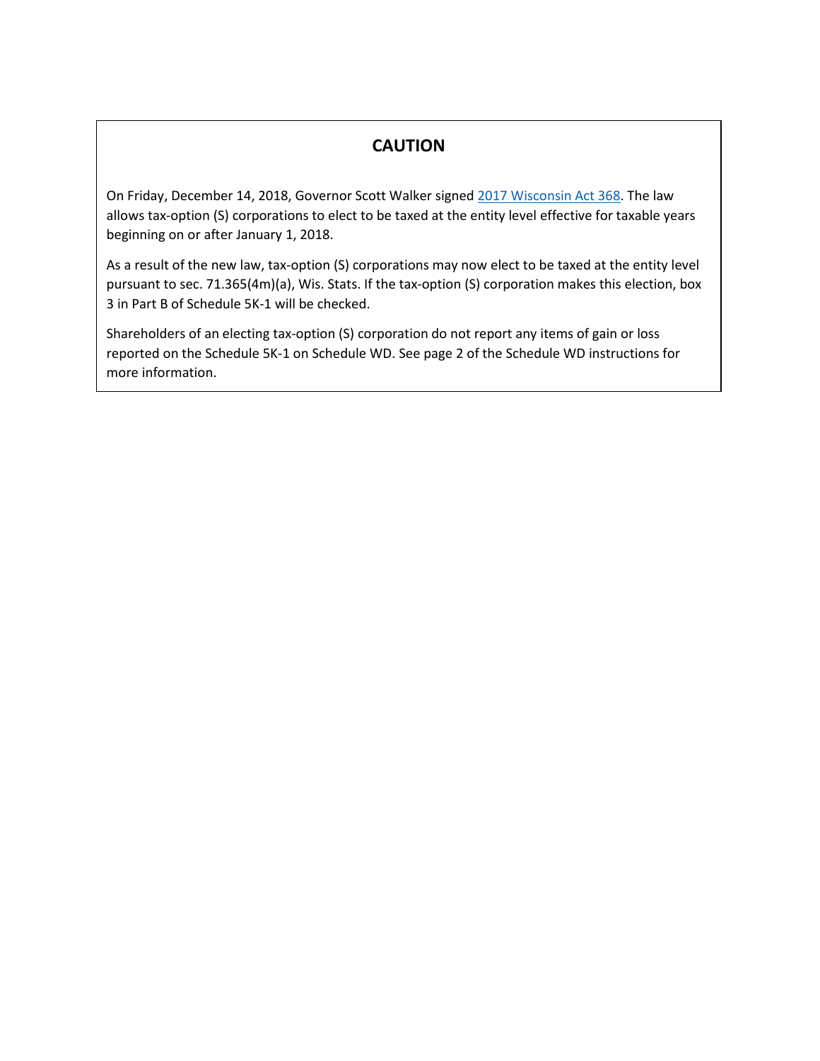## CAUTION

On Friday, December 14, 2018, Governor Scott Walker signed [2017 Wisconsin Act 368](). The law allows tax-option (S) corporations to elect to be taxed at the entity level effective for taxable years beginning on or after January 1, 2018.

As a result of the new law, tax-option (S) corporations may now elect to be taxed at the entity level pursuant to sec. 71.365(4m)(a), Wis. Stats. If the tax-option (S) corporation makes this election, box 3 in Part B of Schedule 5K-1 will be checked.

Shareholders of an electing tax-option (S) corporation do not report any items of gain or loss reported on the Schedule 5K-1 on Schedule WD. See page 2 of the Schedule WD instructions for more information.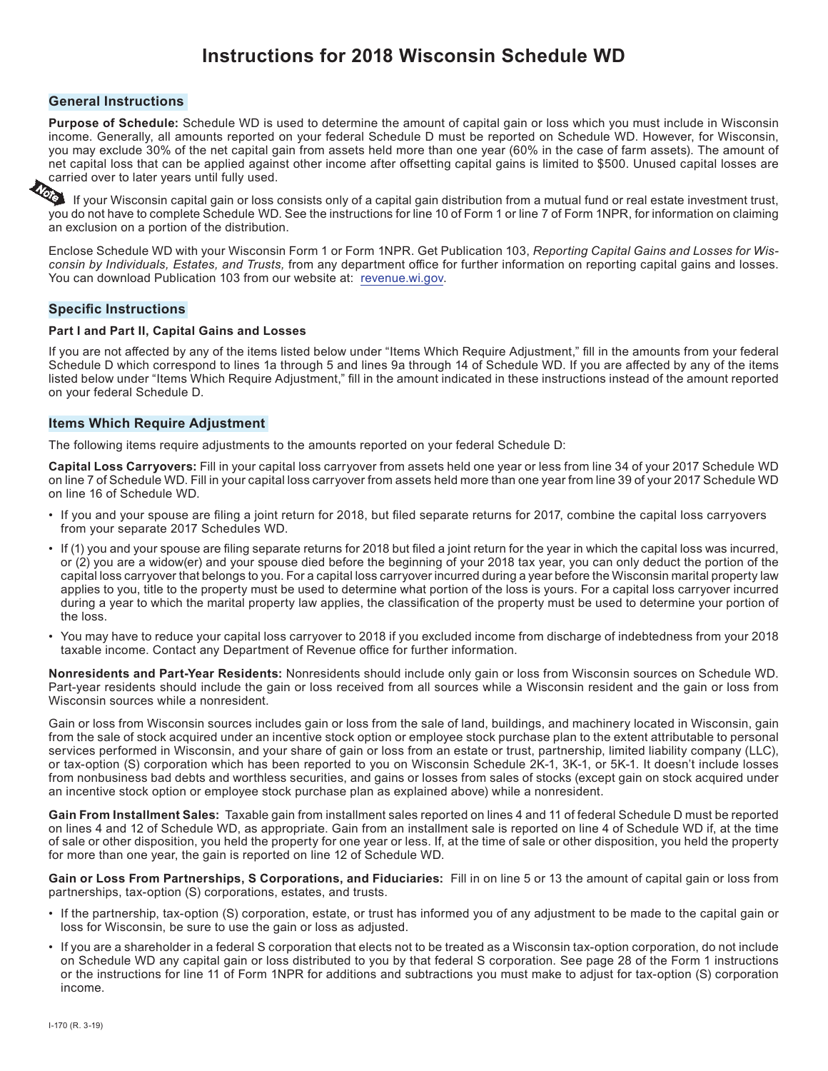# Instructions for 2018 Wisconsin Schedule WD

## General Instructions

**Purpose of Schedule:** Schedule WD is used to determine the amount of capital gain or loss which you must include in Wisconsin income. Generally, all amounts reported on your federal Schedule D must be reported on Schedule WD. However, for Wisconsin, you may exclude 30% of the net capital gain from assets held more than one year (60% in the case of farm assets). The amount of net capital loss that can be applied against other income after offsetting capital gains is limited to $500. Unused capital losses are carried over to later years until fully used.

**Note** If your Wisconsin capital gain or loss consists only of a capital gain distribution from a mutual fund or real estate investment trust, you do not have to complete Schedule WD. See the instructions for line 10 of Form 1 or line 7 of Form 1NPR, for information on claiming an exclusion on a portion of the distribution.

Enclose Schedule WD with your Wisconsin Form 1 or Form 1NPR. Get Publication 103, *Reporting Capital Gains and Losses for Wisconsin by Individuals, Estates, and Trusts,* from any department office for further information on reporting capital gains and losses. You can download Publication 103 from our website at: revenue.wi.gov.

## Specific Instructions

### Part I and Part II, Capital Gains and Losses

If you are not affected by any of the items listed below under "Items Which Require Adjustment," fill in the amounts from your federal Schedule D which correspond to lines 1a through 5 and lines 9a through 14 of Schedule WD. If you are affected by any of the items listed below under "Items Which Require Adjustment," fill in the amount indicated in these instructions instead of the amount reported on your federal Schedule D.

## Items Which Require Adjustment

The following items require adjustments to the amounts reported on your federal Schedule D:

**Capital Loss Carryovers:** Fill in your capital loss carryover from assets held one year or less from line 34 of your 2017 Schedule WD on line 7 of Schedule WD. Fill in your capital loss carryover from assets held more than one year from line 39 of your 2017 Schedule WD on line 16 of Schedule WD.

- If you and your spouse are filing a joint return for 2018, but filed separate returns for 2017, combine the capital loss carryovers from your separate 2017 Schedules WD.
- If (1) you and your spouse are filing separate returns for 2018 but filed a joint return for the year in which the capital loss was incurred, or (2) you are a widow(er) and your spouse died before the beginning of your 2018 tax year, you can only deduct the portion of the capital loss carryover that belongs to you. For a capital loss carryover incurred during a year before the Wisconsin marital property law applies to you, title to the property must be used to determine what portion of the loss is yours. For a capital loss carryover incurred during a year to which the marital property law applies, the classification of the property must be used to determine your portion of the loss.
- You may have to reduce your capital loss carryover to 2018 if you excluded income from discharge of indebtedness from your 2018 taxable income. Contact any Department of Revenue office for further information.

**Nonresidents and Part-Year Residents:** Nonresidents should include only gain or loss from Wisconsin sources on Schedule WD. Part-year residents should include the gain or loss received from all sources while a Wisconsin resident and the gain or loss from Wisconsin sources while a nonresident.

Gain or loss from Wisconsin sources includes gain or loss from the sale of land, buildings, and machinery located in Wisconsin, gain from the sale of stock acquired under an incentive stock option or employee stock purchase plan to the extent attributable to personal services performed in Wisconsin, and your share of gain or loss from an estate or trust, partnership, limited liability company (LLC), or tax-option (S) corporation which has been reported to you on Wisconsin Schedule 2K-1, 3K-1, or 5K-1. It doesn't include losses from nonbusiness bad debts and worthless securities, and gains or losses from sales of stocks (except gain on stock acquired under an incentive stock option or employee stock purchase plan as explained above) while a nonresident.

**Gain From Installment Sales:** Taxable gain from installment sales reported on lines 4 and 11 of federal Schedule D must be reported on lines 4 and 12 of Schedule WD, as appropriate. Gain from an installment sale is reported on line 4 of Schedule WD if, at the time of sale or other disposition, you held the property for one year or less. If, at the time of sale or other disposition, you held the property for more than one year, the gain is reported on line 12 of Schedule WD.

**Gain or Loss From Partnerships, S Corporations, and Fiduciaries:** Fill in on line 5 or 13 the amount of capital gain or loss from partnerships, tax-option (S) corporations, estates, and trusts.

- If the partnership, tax-option (S) corporation, estate, or trust has informed you of any adjustment to be made to the capital gain or loss for Wisconsin, be sure to use the gain or loss as adjusted.
- If you are a shareholder in a federal S corporation that elects not to be treated as a Wisconsin tax-option corporation, do not include on Schedule WD any capital gain or loss distributed to you by that federal S corporation. See page 28 of the Form 1 instructions or the instructions for line 11 of Form 1NPR for additions and subtractions you must make to adjust for tax-option (S) corporation income.

I-170 (R. 3-19)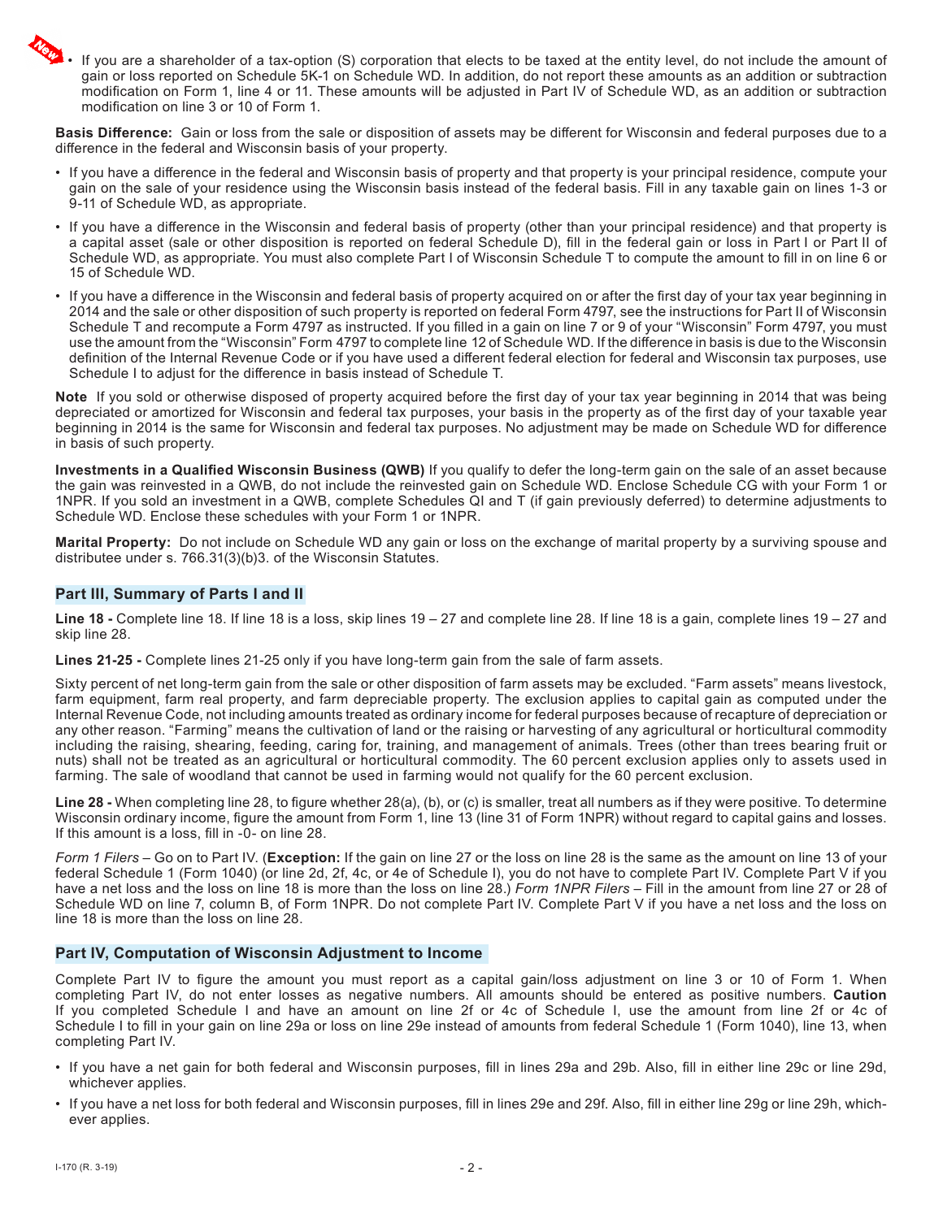- If you are a shareholder of a tax-option (S) corporation that elects to be taxed at the entity level, do not include the amount of gain or loss reported on Schedule 5K-1 on Schedule WD. In addition, do not report these amounts as an addition or subtraction modification on Form 1, line 4 or 11. These amounts will be adjusted in Part IV of Schedule WD, as an addition or subtraction modification on line 3 or 10 of Form 1.

**Basis Difference:** Gain or loss from the sale or disposition of assets may be different for Wisconsin and federal purposes due to a difference in the federal and Wisconsin basis of your property.

- If you have a difference in the federal and Wisconsin basis of property and that property is your principal residence, compute your gain on the sale of your residence using the Wisconsin basis instead of the federal basis. Fill in any taxable gain on lines 1-3 or 9-11 of Schedule WD, as appropriate.
- If you have a difference in the Wisconsin and federal basis of property (other than your principal residence) and that property is a capital asset (sale or other disposition is reported on federal Schedule D), fill in the federal gain or loss in Part I or Part II of Schedule WD, as appropriate. You must also complete Part I of Wisconsin Schedule T to compute the amount to fill in on line 6 or 15 of Schedule WD.
- If you have a difference in the Wisconsin and federal basis of property acquired on or after the first day of your tax year beginning in 2014 and the sale or other disposition of such property is reported on federal Form 4797, see the instructions for Part II of Wisconsin Schedule T and recompute a Form 4797 as instructed. If you filled in a gain on line 7 or 9 of your "Wisconsin" Form 4797, you must use the amount from the "Wisconsin" Form 4797 to complete line 12 of Schedule WD. If the difference in basis is due to the Wisconsin definition of the Internal Revenue Code or if you have used a different federal election for federal and Wisconsin tax purposes, use Schedule I to adjust for the difference in basis instead of Schedule T.

**Note** If you sold or otherwise disposed of property acquired before the first day of your tax year beginning in 2014 that was being depreciated or amortized for Wisconsin and federal tax purposes, your basis in the property as of the first day of your taxable year beginning in 2014 is the same for Wisconsin and federal tax purposes. No adjustment may be made on Schedule WD for difference in basis of such property.

**Investments in a Qualified Wisconsin Business (QWB)** If you qualify to defer the long-term gain on the sale of an asset because the gain was reinvested in a QWB, do not include the reinvested gain on Schedule WD. Enclose Schedule CG with your Form 1 or 1NPR. If you sold an investment in a QWB, complete Schedules QI and T (if gain previously deferred) to determine adjustments to Schedule WD. Enclose these schedules with your Form 1 or 1NPR.

**Marital Property:** Do not include on Schedule WD any gain or loss on the exchange of marital property by a surviving spouse and distributee under s. 766.31(3)(b)3. of the Wisconsin Statutes.

## Part III, Summary of Parts I and II

**Line 18 -** Complete line 18. If line 18 is a loss, skip lines 19 – 27 and complete line 28. If line 18 is a gain, complete lines 19 – 27 and skip line 28.

**Lines 21-25 -** Complete lines 21-25 only if you have long-term gain from the sale of farm assets.

Sixty percent of net long-term gain from the sale or other disposition of farm assets may be excluded. "Farm assets" means livestock, farm equipment, farm real property, and farm depreciable property. The exclusion applies to capital gain as computed under the Internal Revenue Code, not including amounts treated as ordinary income for federal purposes because of recapture of depreciation or any other reason. "Farming" means the cultivation of land or the raising or harvesting of any agricultural or horticultural commodity including the raising, shearing, feeding, caring for, training, and management of animals. Trees (other than trees bearing fruit or nuts) shall not be treated as an agricultural or horticultural commodity. The 60 percent exclusion applies only to assets used in farming. The sale of woodland that cannot be used in farming would not qualify for the 60 percent exclusion.

**Line 28 -** When completing line 28, to figure whether 28(a), (b), or (c) is smaller, treat all numbers as if they were positive. To determine Wisconsin ordinary income, figure the amount from Form 1, line 13 (line 31 of Form 1NPR) without regard to capital gains and losses. If this amount is a loss, fill in -0- on line 28.

*Form 1 Filers* – Go on to Part IV. (**Exception:** If the gain on line 27 or the loss on line 28 is the same as the amount on line 13 of your federal Schedule 1 (Form 1040) (or line 2d, 2f, 4c, or 4e of Schedule I), you do not have to complete Part IV. Complete Part V if you have a net loss and the loss on line 18 is more than the loss on line 28.) *Form 1NPR Filers* – Fill in the amount from line 27 or 28 of Schedule WD on line 7, column B, of Form 1NPR. Do not complete Part IV. Complete Part V if you have a net loss and the loss on line 18 is more than the loss on line 28.

## Part IV, Computation of Wisconsin Adjustment to Income

Complete Part IV to figure the amount you must report as a capital gain/loss adjustment on line 3 or 10 of Form 1. When completing Part IV, do not enter losses as negative numbers. All amounts should be entered as positive numbers. **Caution** If you completed Schedule I and have an amount on line 2f or 4c of Schedule I, use the amount from line 2f or 4c of Schedule I to fill in your gain on line 29a or loss on line 29e instead of amounts from federal Schedule 1 (Form 1040), line 13, when completing Part IV.

- If you have a net gain for both federal and Wisconsin purposes, fill in lines 29a and 29b. Also, fill in either line 29c or line 29d, whichever applies.
- If you have a net loss for both federal and Wisconsin purposes, fill in lines 29e and 29f. Also, fill in either line 29g or line 29h, whichever applies.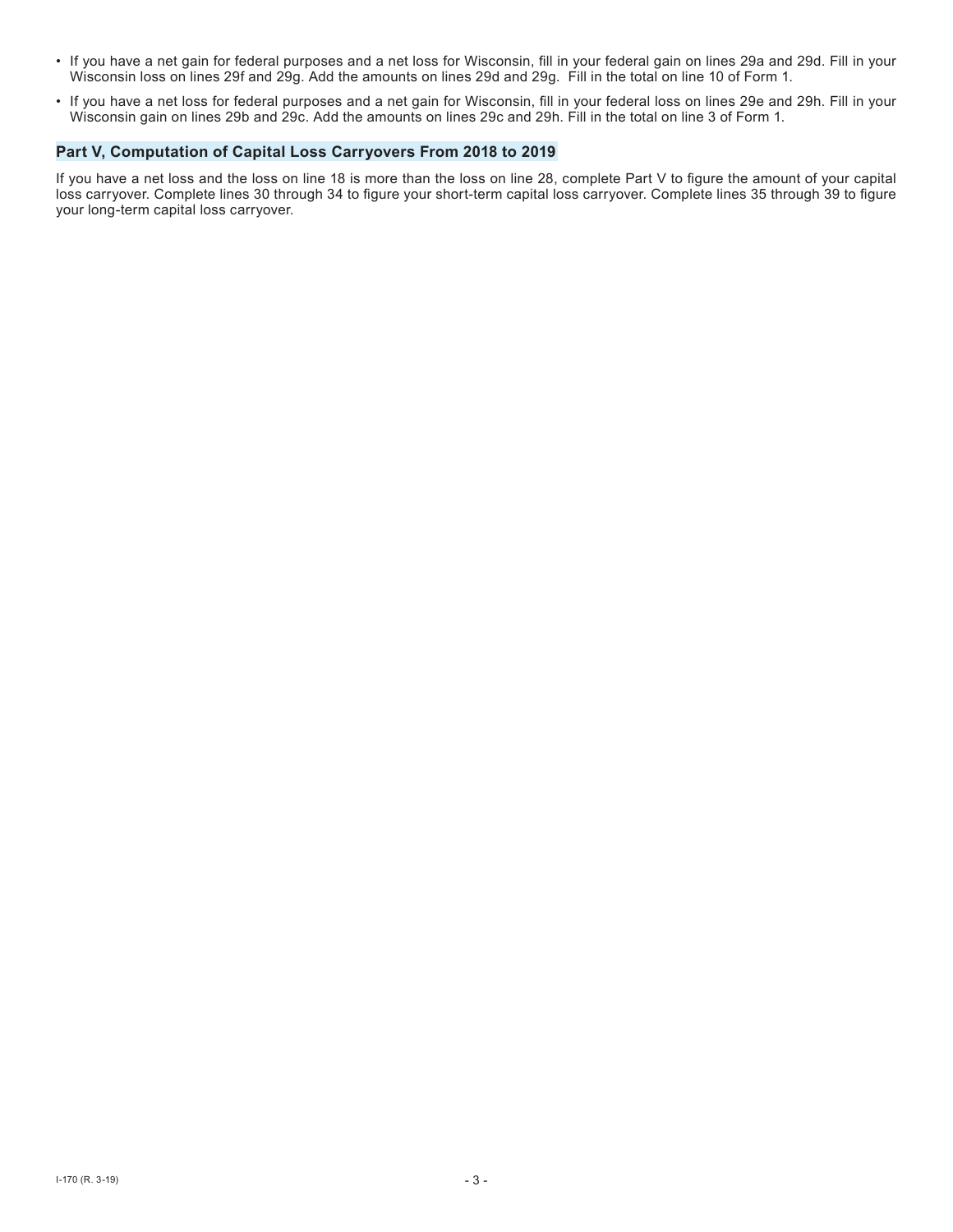- If you have a net gain for federal purposes and a net loss for Wisconsin, fill in your federal gain on lines 29a and 29d. Fill in your Wisconsin loss on lines 29f and 29g. Add the amounts on lines 29d and 29g. Fill in the total on line 10 of Form 1.
- If you have a net loss for federal purposes and a net gain for Wisconsin, fill in your federal loss on lines 29e and 29h. Fill in your Wisconsin gain on lines 29b and 29c. Add the amounts on lines 29c and 29h. Fill in the total on line 3 of Form 1.

### Part V, Computation of Capital Loss Carryovers From 2018 to 2019

If you have a net loss and the loss on line 18 is more than the loss on line 28, complete Part V to figure the amount of your capital loss carryover. Complete lines 30 through 34 to figure your short-term capital loss carryover. Complete lines 35 through 39 to figure your long-term capital loss carryover.